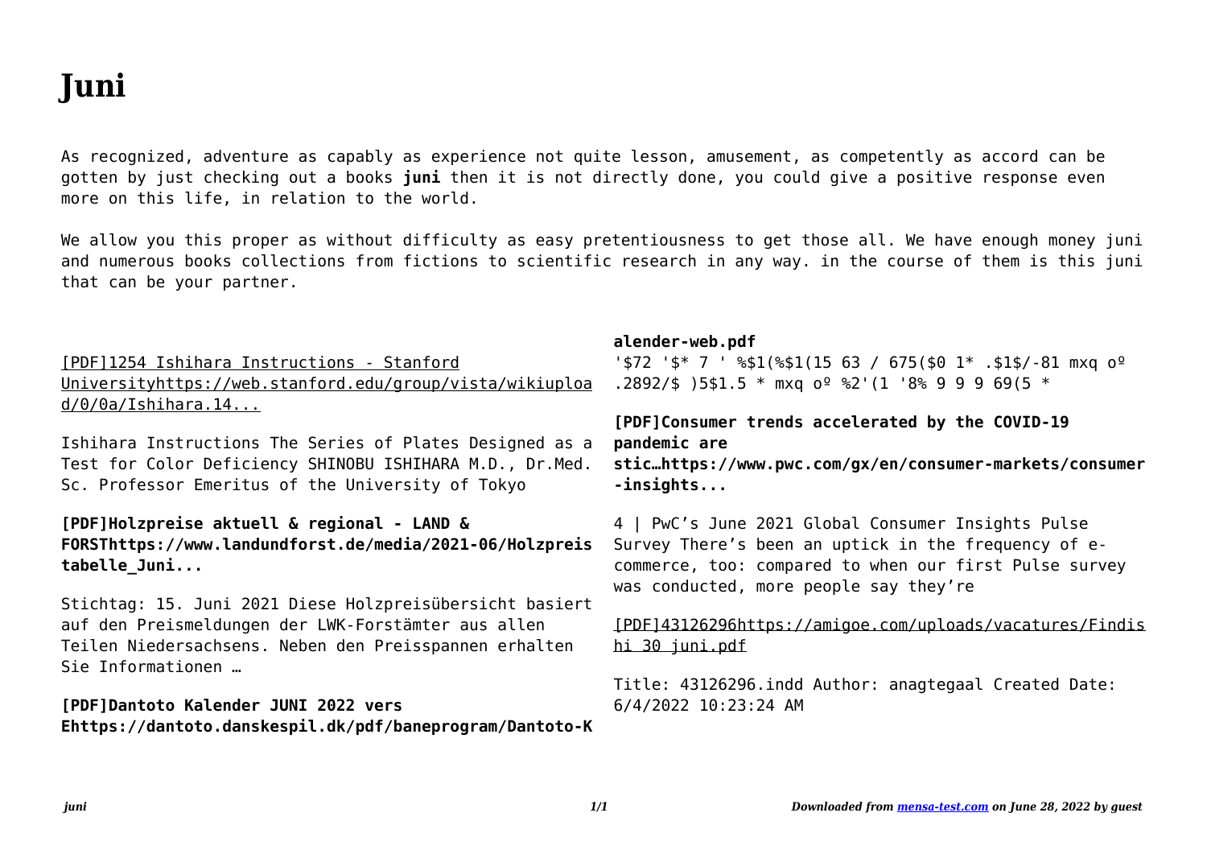# Juni

As recognized, adventure as capably as experience not quite lesson, amusement, as competently as accord can be gotten by just checking out a books **juni** then it is not directly done, you could give a positive response even more on this life, in relation to the world.

We allow you this proper as without difficulty as easy pretentiousness to get those all. We have enough money juni and numerous books collections from fictions to scientific research in any way. in the course of them is this juni that can be your partner.

[PDF]1254 Ishihara Instructions - Stanford Universityhttps://web.stanford.edu/group/vista/wikiupload/0/0a/Ishihara.14...

Ishihara Instructions The Series of Plates Designed as a Test for Color Deficiency SHINOBU ISHIHARA M.D., Dr.Med. Sc. Professor Emeritus of the University of Tokyo

**[PDF]Holzpreise aktuell & regional - LAND & FORSThttps://www.landundforst.de/media/2021-06/Holzpreistabelle_Juni...**

Stichtag: 15. Juni 2021 Diese Holzpreisübersicht basiert auf den Preismeldungen der LWK-Forstämter aus allen Teilen Niedersachsens. Neben den Preisspannen erhalten Sie Informationen …

**[PDF]Dantoto Kalender JUNI 2022 vers Ehttps://dantoto.danskespil.dk/pdf/baneprogram/Dantoto-Kalender-web.pdf**

'$72 '$* 7 ' %$1(%$1(15 63 / 675($0 1* .$1$/-81 mxq oº .2892/$ )5$1.5 * mxq oº %2'(1 '8% 9 9 9 69(5 *

**[PDF]Consumer trends accelerated by the COVID-19 pandemic are stic…https://www.pwc.com/gx/en/consumer-markets/consumer-insights...**

4 | PwC's June 2021 Global Consumer Insights Pulse Survey There's been an uptick in the frequency of e-commerce, too: compared to when our first Pulse survey was conducted, more people say they're

[PDF]43126296https://amigoe.com/uploads/vacatures/Findishi 30 juni.pdf

Title: 43126296.indd Author: anagtegaal Created Date: 6/4/2022 10:23:24 AM